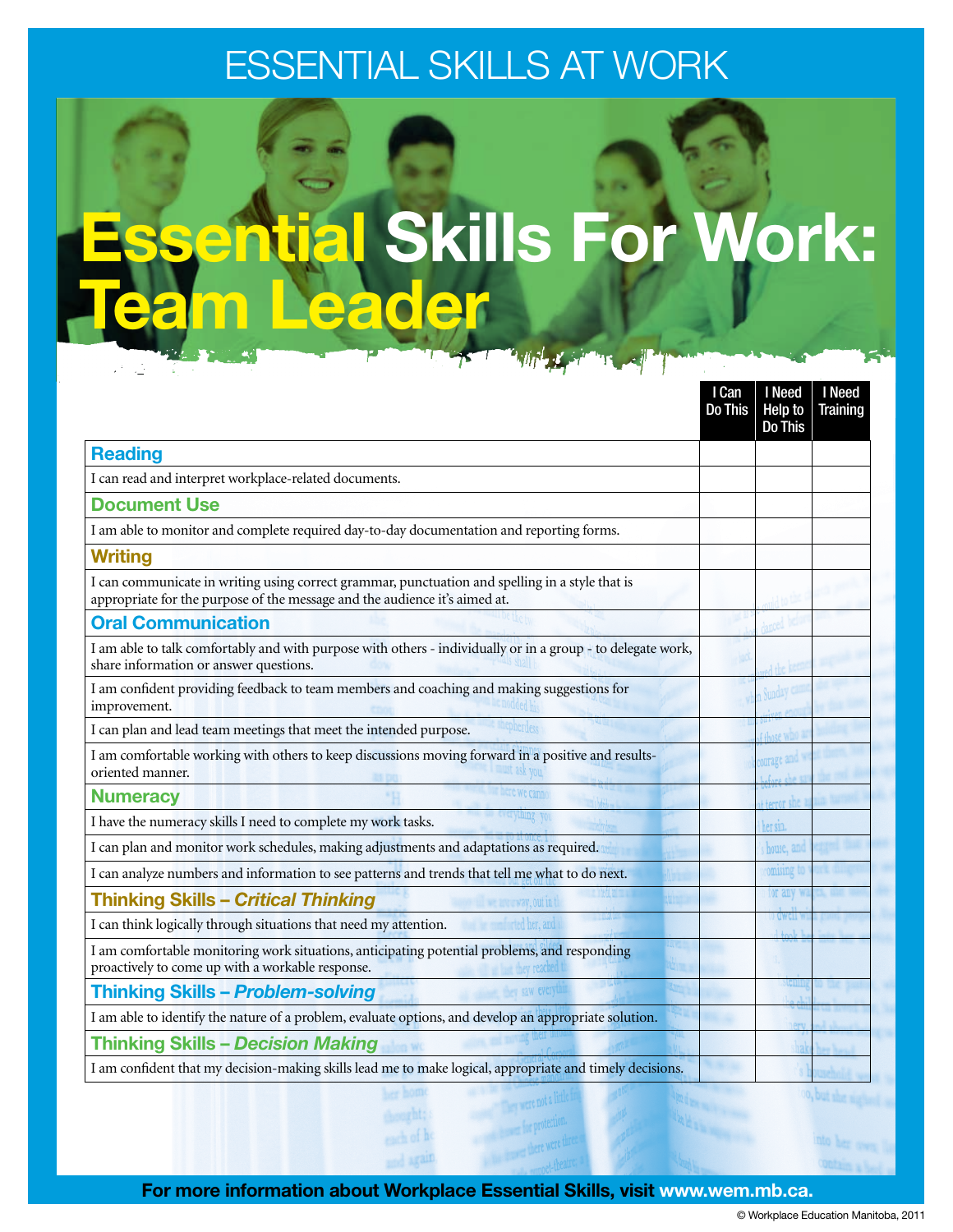ESSENTIAL SKILLS AT WORK

# Essential Skills For Work: Team Leader

| | I Can Do This | I Need Help to Do This | I Need Training |
|---|---|---|---|
| **Reading** | | | |
| I can read and interpret workplace-related documents. | | | |
| **Document Use** | | | |
| I am able to monitor and complete required day-to-day documentation and reporting forms. | | | |
| **Writing** | | | |
| I can communicate in writing using correct grammar, punctuation and spelling in a style that is appropriate for the purpose of the message and the audience it's aimed at. | | | |
| **Oral Communication** | | | |
| I am able to talk comfortably and with purpose with others - individually or in a group - to delegate work, share information or answer questions. | | | |
| I am confident providing feedback to team members and coaching and making suggestions for improvement. | | | |
| I can plan and lead team meetings that meet the intended purpose. | | | |
| I am comfortable working with others to keep discussions moving forward in a positive and results-oriented manner. | | | |
| **Numeracy** | | | |
| I have the numeracy skills I need to complete my work tasks. | | | |
| I can plan and monitor work schedules, making adjustments and adaptations as required. | | | |
| I can analyze numbers and information to see patterns and trends that tell me what to do next. | | | |
| **Thinking Skills – *Critical Thinking*** | | | |
| I can think logically through situations that need my attention. | | | |
| I am comfortable monitoring work situations, anticipating potential problems, and responding proactively to come up with a workable response. | | | |
| **Thinking Skills – *Problem-solving*** | | | |
| I am able to identify the nature of a problem, evaluate options, and develop an appropriate solution. | | | |
| **Thinking Skills – *Decision Making*** | | | |
| I am confident that my decision-making skills lead me to make logical, appropriate and timely decisions. | | | |

**For more information about Workplace Essential Skills, visit www.wem.mb.ca.**

© Workplace Education Manitoba, 2011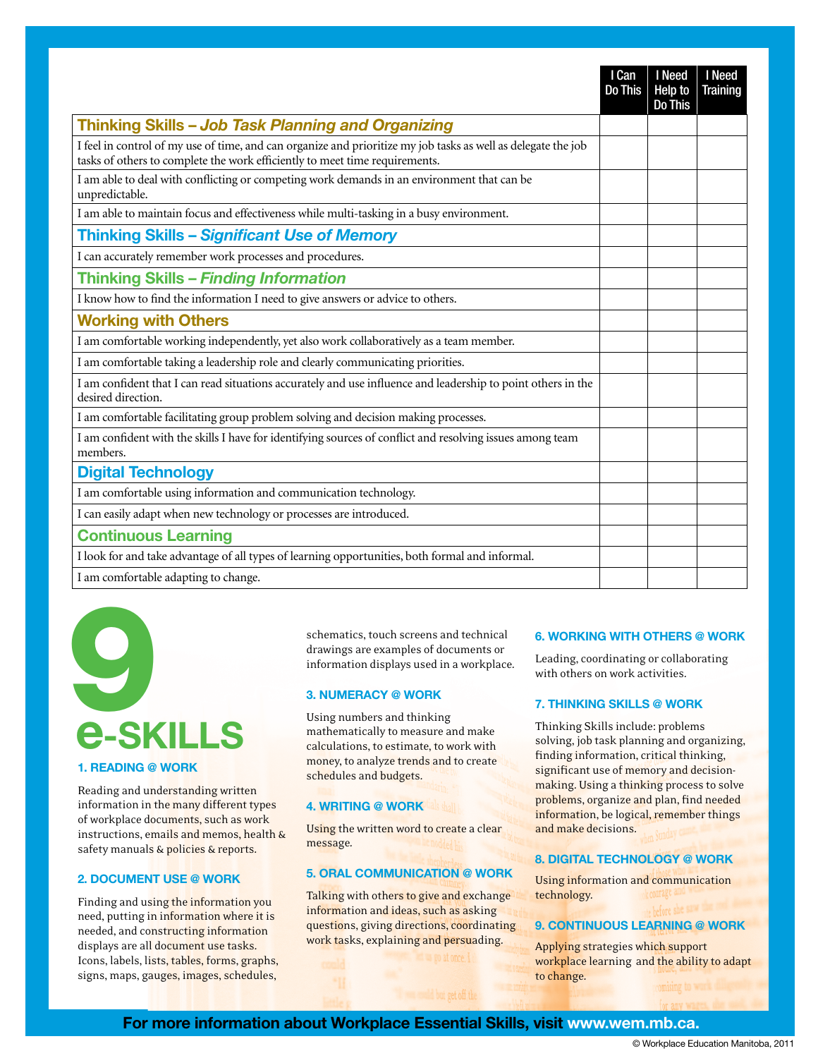| | I Can Do This | I Need Help to Do This | I Need Training |
|---|---|---|---|
| **Thinking Skills – *Job Task Planning and Organizing*** | | | |
| I feel in control of my use of time, and can organize and prioritize my job tasks as well as delegate the job tasks of others to complete the work efficiently to meet time requirements. | | | |
| I am able to deal with conflicting or competing work demands in an environment that can be unpredictable. | | | |
| I am able to maintain focus and effectiveness while multi-tasking in a busy environment. | | | |
| **Thinking Skills – *Significant Use of Memory*** | | | |
| I can accurately remember work processes and procedures. | | | |
| **Thinking Skills – *Finding Information*** | | | |
| I know how to find the information I need to give answers or advice to others. | | | |
| **Working with Others** | | | |
| I am comfortable working independently, yet also work collaboratively as a team member. | | | |
| I am comfortable taking a leadership role and clearly communicating priorities. | | | |
| I am confident that I can read situations accurately and use influence and leadership to point others in the desired direction. | | | |
| I am comfortable facilitating group problem solving and decision making processes. | | | |
| I am confident with the skills I have for identifying sources of conflict and resolving issues among team members. | | | |
| **Digital Technology** | | | |
| I am comfortable using information and communication technology. | | | |
| I can easily adapt when new technology or processes are introduced. | | | |
| **Continuous Learning** | | | |
| I look for and take advantage of all types of learning opportunities, both formal and informal. | | | |
| I am comfortable adapting to change. | | | |

# 9 e-SKILLS

### 1. READING @ WORK

Reading and understanding written information in the many different types of workplace documents, such as work instructions, emails and memos, health & safety manuals & policies & reports.

### 2. DOCUMENT USE @ WORK

Finding and using the information you need, putting in information where it is needed, and constructing information displays are all document use tasks. Icons, labels, lists, tables, forms, graphs, signs, maps, gauges, images, schedules, schematics, touch screens and technical drawings are examples of documents or information displays used in a workplace.

### 3. NUMERACY @ WORK

Using numbers and thinking mathematically to measure and make calculations, to estimate, to work with money, to analyze trends and to create schedules and budgets.

### 4. WRITING @ WORK

Using the written word to create a clear message.

### 5. ORAL COMMUNICATION @ WORK

Talking with others to give and exchange information and ideas, such as asking questions, giving directions, coordinating work tasks, explaining and persuading.

### 6. WORKING WITH OTHERS @ WORK

Leading, coordinating or collaborating with others on work activities.

### 7. THINKING SKILLS @ WORK

Thinking Skills include: problems solving, job task planning and organizing, finding information, critical thinking, significant use of memory and decision-making. Using a thinking process to solve problems, organize and plan, find needed information, be logical, remember things and make decisions.

### 8. DIGITAL TECHNOLOGY @ WORK

Using information and communication technology.

### 9. CONTINUOUS LEARNING @ WORK

Applying strategies which support workplace learning and the ability to adapt to change.

**For more information about Workplace Essential Skills, visit www.wem.mb.ca.**

© Workplace Education Manitoba, 2011